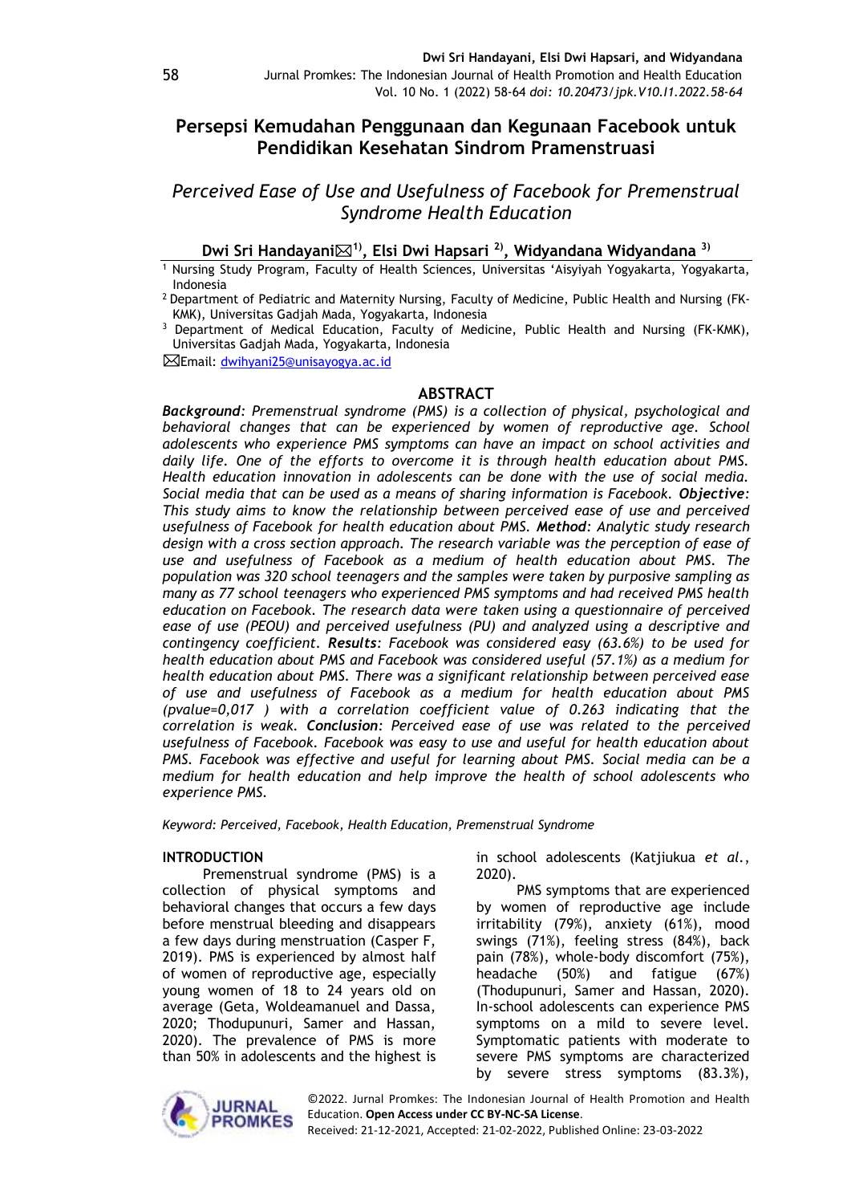# Persepsi Kemudahan Penggunaan dan Kegunaan Facebook untuk Pendidikan Kesehatan Sindrom Pramenstruasi

## *Perceived Ease of Use and Usefulness of Facebook for Premenstrual Syndrome Health Education*

**Dwi Sri Handayani[1], Elsi Dwi Hapsari [2], Widyandana Widyandana [3]**

[1] Nursing Study Program, Faculty of Health Sciences, Universitas 'Aisyiyah Yogyakarta, Yogyakarta, Indonesia

[2] Department of Pediatric and Maternity Nursing, Faculty of Medicine, Public Health and Nursing (FK-KMK), Universitas Gadjah Mada, Yogyakarta, Indonesia

[3] Department of Medical Education, Faculty of Medicine, Public Health and Nursing (FK-KMK), Universitas Gadjah Mada, Yogyakarta, Indonesia

Email: dwihyani25@unisayogya.ac.id

## ABSTRACT

***Background**: Premenstrual syndrome (PMS) is a collection of physical, psychological and behavioral changes that can be experienced by women of reproductive age. School adolescents who experience PMS symptoms can have an impact on school activities and daily life. One of the efforts to overcome it is through health education about PMS. Health education innovation in adolescents can be done with the use of social media. Social media that can be used as a means of sharing information is Facebook. **Objective**: This study aims to know the relationship between perceived ease of use and perceived usefulness of Facebook for health education about PMS. **Method**: Analytic study research design with a cross section approach. The research variable was the perception of ease of use and usefulness of Facebook as a medium of health education about PMS. The population was 320 school teenagers and the samples were taken by purposive sampling as many as 77 school teenagers who experienced PMS symptoms and had received PMS health education on Facebook. The research data were taken using a questionnaire of perceived ease of use (PEOU) and perceived usefulness (PU) and analyzed using a descriptive and contingency coefficient. **Results**: Facebook was considered easy (63.6%) to be used for health education about PMS and Facebook was considered useful (57.1%) as a medium for health education about PMS. There was a significant relationship between perceived ease of use and usefulness of Facebook as a medium for health education about PMS (pvalue=0,017 ) with a correlation coefficient value of 0.263 indicating that the correlation is weak. **Conclusion**: Perceived ease of use was related to the perceived usefulness of Facebook. Facebook was easy to use and useful for health education about PMS. Facebook was effective and useful for learning about PMS. Social media can be a medium for health education and help improve the health of school adolescents who experience PMS.*

*Keyword: Perceived, Facebook, Health Education, Premenstrual Syndrome*

## INTRODUCTION

Premenstrual syndrome (PMS) is a collection of physical symptoms and behavioral changes that occurs a few days before menstrual bleeding and disappears a few days during menstruation (Casper F, 2019). PMS is experienced by almost half of women of reproductive age, especially young women of 18 to 24 years old on average (Geta, Woldeamanuel and Dassa, 2020; Thodupunuri, Samer and Hassan, 2020). The prevalence of PMS is more than 50% in adolescents and the highest is in school adolescents (Katjiukua *et al.*, 2020).

PMS symptoms that are experienced by women of reproductive age include irritability (79%), anxiety (61%), mood swings (71%), feeling stress (84%), back pain (78%), whole-body discomfort (75%), headache (50%) and fatigue (67%) (Thodupunuri, Samer and Hassan, 2020). In-school adolescents can experience PMS symptoms on a mild to severe level. Symptomatic patients with moderate to severe PMS symptoms are characterized by severe stress symptoms (83.3%),

©2022. Jurnal Promkes: The Indonesian Journal of Health Promotion and Health Education. **Open Access under CC BY-NC-SA License**.
Received: 21-12-2021, Accepted: 21-02-2022, Published Online: 23-03-2022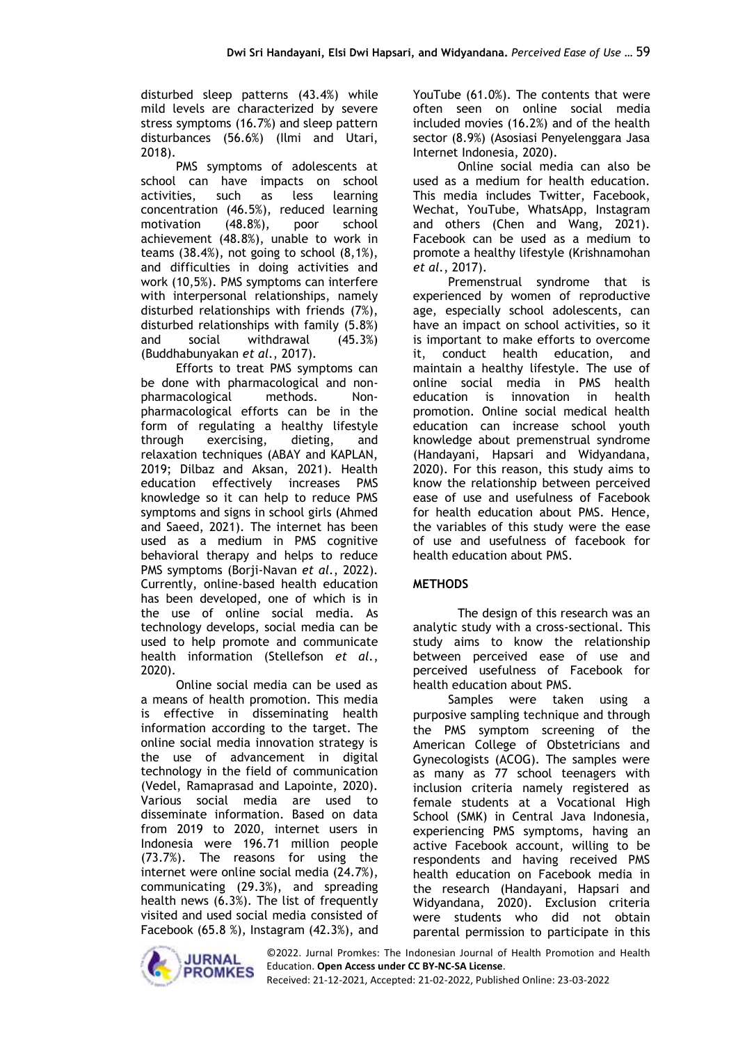disturbed sleep patterns (43.4%) while mild levels are characterized by severe stress symptoms (16.7%) and sleep pattern disturbances (56.6%) (Ilmi and Utari, 2018).

PMS symptoms of adolescents at school can have impacts on school activities, such as less learning concentration (46.5%), reduced learning motivation (48.8%), poor school achievement (48.8%), unable to work in teams (38.4%), not going to school (8,1%), and difficulties in doing activities and work (10,5%). PMS symptoms can interfere with interpersonal relationships, namely disturbed relationships with friends (7%), disturbed relationships with family (5.8%) and social withdrawal (45.3%) (Buddhabunyakan *et al.*, 2017).

Efforts to treat PMS symptoms can be done with pharmacological and non-pharmacological methods. Non-pharmacological efforts can be in the form of regulating a healthy lifestyle through exercising, dieting, and relaxation techniques (ABAY and KAPLAN, 2019; Dilbaz and Aksan, 2021). Health education effectively increases PMS knowledge so it can help to reduce PMS symptoms and signs in school girls (Ahmed and Saeed, 2021). The internet has been used as a medium in PMS cognitive behavioral therapy and helps to reduce PMS symptoms (Borji-Navan *et al.*, 2022). Currently, online-based health education has been developed, one of which is in the use of online social media. As technology develops, social media can be used to help promote and communicate health information (Stellefson *et al.*, 2020).

Online social media can be used as a means of health promotion. This media is effective in disseminating health information according to the target. The online social media innovation strategy is the use of advancement in digital technology in the field of communication (Vedel, Ramaprasad and Lapointe, 2020). Various social media are used to disseminate information. Based on data from 2019 to 2020, internet users in Indonesia were 196.71 million people (73.7%). The reasons for using the internet were online social media (24.7%), communicating (29.3%), and spreading health news (6.3%). The list of frequently visited and used social media consisted of Facebook (65.8 %), Instagram (42.3%), and YouTube (61.0%). The contents that were often seen on online social media included movies (16.2%) and of the health sector (8.9%) (Asosiasi Penyelenggara Jasa Internet Indonesia, 2020).

Online social media can also be used as a medium for health education. This media includes Twitter, Facebook, Wechat, YouTube, WhatsApp, Instagram and others (Chen and Wang, 2021). Facebook can be used as a medium to promote a healthy lifestyle (Krishnamohan *et al.*, 2017).

Premenstrual syndrome that is experienced by women of reproductive age, especially school adolescents, can have an impact on school activities, so it is important to make efforts to overcome it, conduct health education, and maintain a healthy lifestyle. The use of online social media in PMS health education is innovation in health promotion. Online social medical health education can increase school youth knowledge about premenstrual syndrome (Handayani, Hapsari and Widyandana, 2020). For this reason, this study aims to know the relationship between perceived ease of use and usefulness of Facebook for health education about PMS. Hence, the variables of this study were the ease of use and usefulness of facebook for health education about PMS.

## METHODS

The design of this research was an analytic study with a cross-sectional. This study aims to know the relationship between perceived ease of use and perceived usefulness of Facebook for health education about PMS.

Samples were taken using a purposive sampling technique and through the PMS symptom screening of the American College of Obstetricians and Gynecologists (ACOG). The samples were as many as 77 school teenagers with inclusion criteria namely registered as female students at a Vocational High School (SMK) in Central Java Indonesia, experiencing PMS symptoms, having an active Facebook account, willing to be respondents and having received PMS health education on Facebook media in the research (Handayani, Hapsari and Widyandana, 2020). Exclusion criteria were students who did not obtain parental permission to participate in this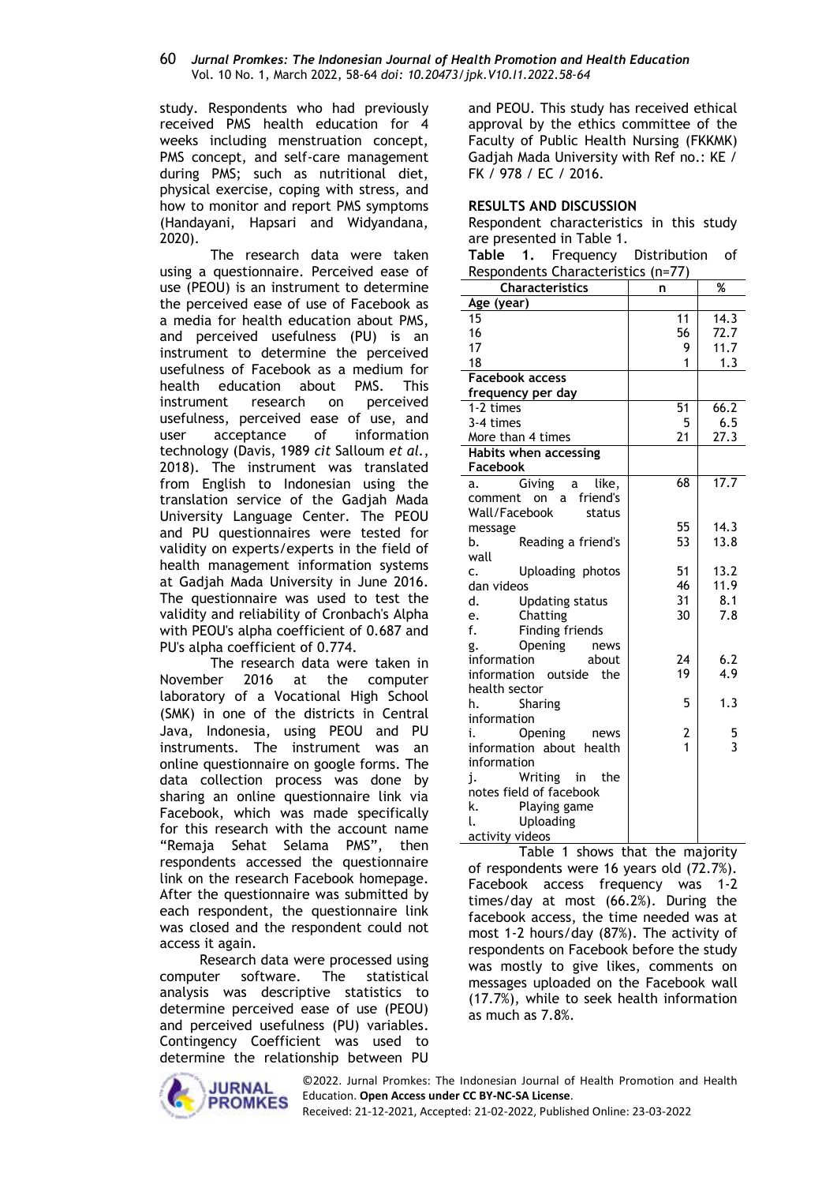study. Respondents who had previously received PMS health education for 4 weeks including menstruation concept, PMS concept, and self-care management during PMS; such as nutritional diet, physical exercise, coping with stress, and how to monitor and report PMS symptoms (Handayani, Hapsari and Widyandana, 2020).

The research data were taken using a questionnaire. Perceived ease of use (PEOU) is an instrument to determine the perceived ease of use of Facebook as a media for health education about PMS, and perceived usefulness (PU) is an instrument to determine the perceived usefulness of Facebook as a medium for health education about PMS. This instrument research on perceived usefulness, perceived ease of use, and user acceptance of information technology (Davis, 1989 *cit* Salloum *et al.*, 2018). The instrument was translated from English to Indonesian using the translation service of the Gadjah Mada University Language Center. The PEOU and PU questionnaires were tested for validity on experts/experts in the field of health management information systems at Gadjah Mada University in June 2016. The questionnaire was used to test the validity and reliability of Cronbach's Alpha with PEOU's alpha coefficient of 0.687 and PU's alpha coefficient of 0.774.

The research data were taken in November 2016 at the computer laboratory of a Vocational High School (SMK) in one of the districts in Central Java, Indonesia, using PEOU and PU instruments. The instrument was an online questionnaire on google forms. The data collection process was done by sharing an online questionnaire link via Facebook, which was made specifically for this research with the account name "Remaja Sehat Selama PMS", then respondents accessed the questionnaire link on the research Facebook homepage. After the questionnaire was submitted by each respondent, the questionnaire link was closed and the respondent could not access it again.

Research data were processed using computer software. The statistical analysis was descriptive statistics to determine perceived ease of use (PEOU) and perceived usefulness (PU) variables. Contingency Coefficient was used to determine the relationship between PU and PEOU. This study has received ethical approval by the ethics committee of the Faculty of Public Health Nursing (FKKMK) Gadjah Mada University with Ref no.: KE / FK / 978 / EC / 2016.

## RESULTS AND DISCUSSION

Respondent characteristics in this study are presented in Table 1.

**Table 1.** Frequency Distribution of Respondents Characteristics (n=77)

| Characteristics | n | % |
|---|---|---|
| **Age (year)** | | |
| 15 | 11 | 14.3 |
| 16 | 56 | 72.7 |
| 17 | 9 | 11.7 |
| 18 | 1 | 1.3 |
| **Facebook access frequency per day** | | |
| 1-2 times | 51 | 66.2 |
| 3-4 times | 5 | 6.5 |
| More than 4 times | 21 | 27.3 |
| **Habits when accessing Facebook** | | |
| a. Giving a like, comment on a friend's Wall/Facebook status message | 68 | 17.7 |
| b. Reading a friend's wall | 55 | 14.3 |
| c. Uploading photos dan videos | 53 | 13.8 |
| d. Updating status | 51 | 13.2 |
| e. Chatting | 46 | 11.9 |
| f. Finding friends | 31 | 8.1 |
| g. Opening news information about information outside the health sector | 30 | 7.8 |
| h. Sharing information | 24 | 6.2 |
| i. Opening news information about health information | 19 | 4.9 |
| j. Writing in the notes field of facebook | 5 | 1.3 |
| k. Playing game | 2 | 5 |
| l. Uploading activity videos | 1 | 3 |

Table 1 shows that the majority of respondents were 16 years old (72.7%). Facebook access frequency was 1-2 times/day at most (66.2%). During the facebook access, the time needed was at most 1-2 hours/day (87%). The activity of respondents on Facebook before the study was mostly to give likes, comments on messages uploaded on the Facebook wall (17.7%), while to seek health information as much as 7.8%.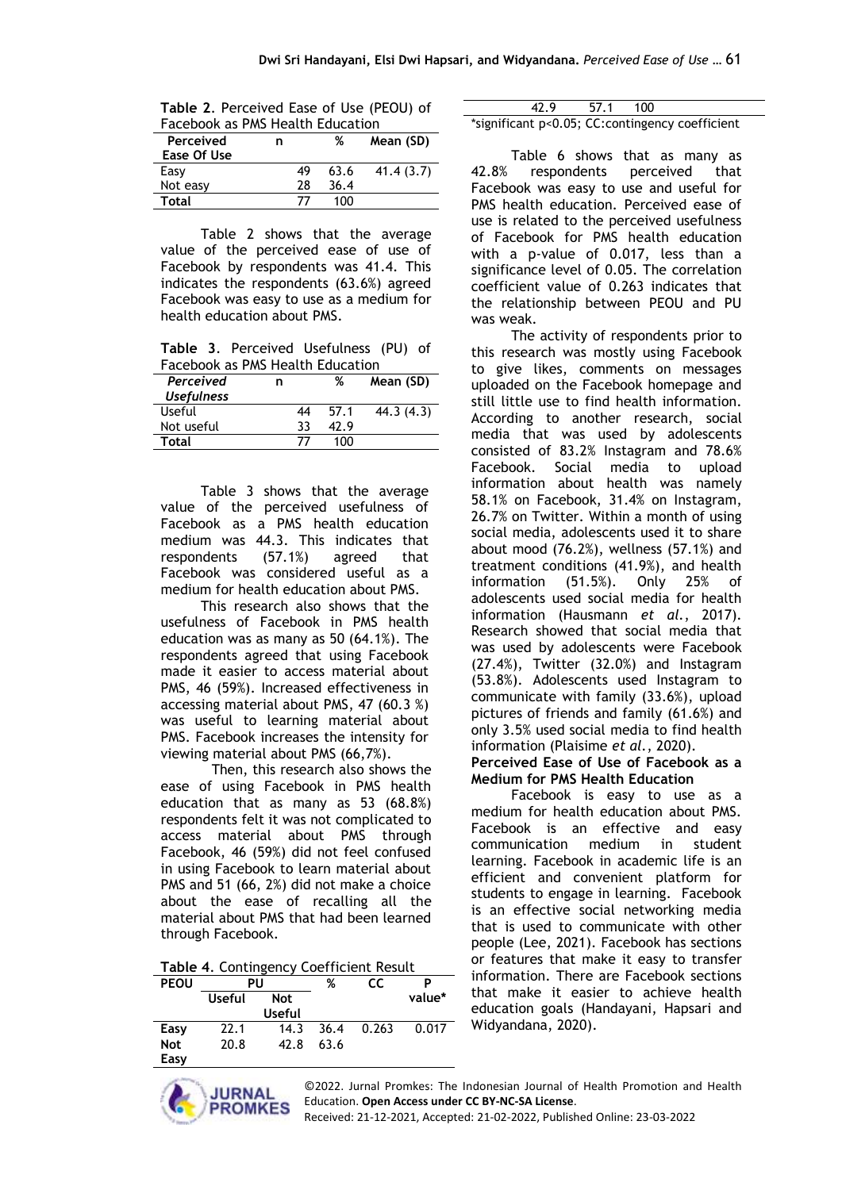**Table 2**. Perceived Ease of Use (PEOU) of Facebook as PMS Health Education

| Perceived Ease Of Use | n | % | Mean (SD) |
|---|---|---|---|
| Easy | 49 | 63.6 | 41.4 (3.7) |
| Not easy | 28 | 36.4 | |
| **Total** | 77 | 100 | |

Table 2 shows that the average value of the perceived ease of use of Facebook by respondents was 41.4. This indicates the respondents (63.6%) agreed Facebook was easy to use as a medium for health education about PMS.

**Table 3**. Perceived Usefulness (PU) of Facebook as PMS Health Education

| *Perceived Usefulness* | n | % | Mean (SD) |
|---|---|---|---|
| Useful | 44 | 57.1 | 44.3 (4.3) |
| Not useful | 33 | 42.9 | |
| **Total** | 77 | 100 | |

Table 3 shows that the average value of the perceived usefulness of Facebook as a PMS health education medium was 44.3. This indicates that respondents (57.1%) agreed that Facebook was considered useful as a medium for health education about PMS.

This research also shows that the usefulness of Facebook in PMS health education was as many as 50 (64.1%). The respondents agreed that using Facebook made it easier to access material about PMS, 46 (59%). Increased effectiveness in accessing material about PMS, 47 (60.3 %) was useful to learning material about PMS. Facebook increases the intensity for viewing material about PMS (66,7%).

Then, this research also shows the ease of using Facebook in PMS health education that as many as 53 (68.8%) respondents felt it was not complicated to access material about PMS through Facebook, 46 (59%) did not feel confused in using Facebook to learn material about PMS and 51 (66, 2%) did not make a choice about the ease of recalling all the material about PMS that had been learned through Facebook.

**Table 4**. Contingency Coefficient Result

| PEOU | PU | | % | CC | P value* |
|---|---|---|---|---|---|
| | Useful | Not Useful | | | |
| **Easy** | 22.1 | 14.3 | 36.4 | 0.263 | 0.017 |
| **Not Easy** | 20.8 | 42.8 | 63.6 | | |
| | 42.9 | 57.1 | 100 | | |

*significant p<0.05; CC:contingency coefficient

Table 6 shows that as many as 42.8% respondents perceived that Facebook was easy to use and useful for PMS health education. Perceived ease of use is related to the perceived usefulness of Facebook for PMS health education with a p-value of 0.017, less than a significance level of 0.05. The correlation coefficient value of 0.263 indicates that the relationship between PEOU and PU was weak.

The activity of respondents prior to this research was mostly using Facebook to give likes, comments on messages uploaded on the Facebook homepage and still little use to find health information. According to another research, social media that was used by adolescents consisted of 83.2% Instagram and 78.6% Facebook. Social media to upload information about health was namely 58.1% on Facebook, 31.4% on Instagram, 26.7% on Twitter. Within a month of using social media, adolescents used it to share about mood (76.2%), wellness (57.1%) and treatment conditions (41.9%), and health information (51.5%). Only 25% of adolescents used social media for health information (Hausmann *et al.*, 2017). Research showed that social media that was used by adolescents were Facebook (27.4%), Twitter (32.0%) and Instagram (53.8%). Adolescents used Instagram to communicate with family (33.6%), upload pictures of friends and family (61.6%) and only 3.5% used social media to find health information (Plaisime *et al.*, 2020).

**Perceived Ease of Use of Facebook as a Medium for PMS Health Education**

Facebook is easy to use as a medium for health education about PMS. Facebook is an effective and easy communication medium in student learning. Facebook in academic life is an efficient and convenient platform for students to engage in learning. Facebook is an effective social networking media that is used to communicate with other people (Lee, 2021). Facebook has sections or features that make it easy to transfer information. There are Facebook sections that make it easier to achieve health education goals (Handayani, Hapsari and Widyandana, 2020).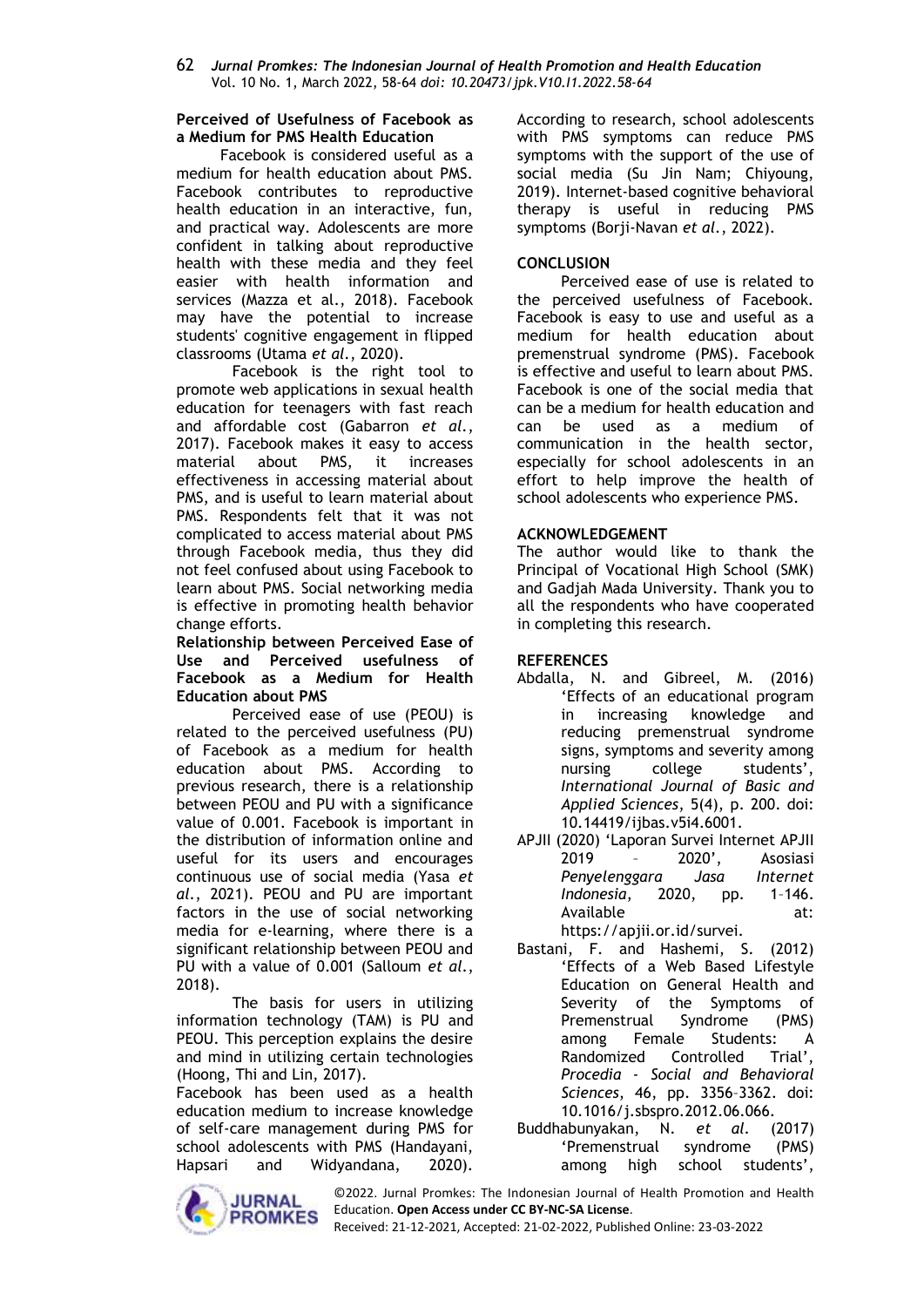**Perceived of Usefulness of Facebook as a Medium for PMS Health Education**

Facebook is considered useful as a medium for health education about PMS. Facebook contributes to reproductive health education in an interactive, fun, and practical way. Adolescents are more confident in talking about reproductive health with these media and they feel easier with health information and services (Mazza et al., 2018). Facebook may have the potential to increase students' cognitive engagement in flipped classrooms (Utama *et al.*, 2020).

Facebook is the right tool to promote web applications in sexual health education for teenagers with fast reach and affordable cost (Gabarron *et al.*, 2017). Facebook makes it easy to access material about PMS, it increases effectiveness in accessing material about PMS, and is useful to learn material about PMS. Respondents felt that it was not complicated to access material about PMS through Facebook media, thus they did not feel confused about using Facebook to learn about PMS. Social networking media is effective in promoting health behavior change efforts.

**Relationship between Perceived Ease of Use and Perceived usefulness of Facebook as a Medium for Health Education about PMS**

Perceived ease of use (PEOU) is related to the perceived usefulness (PU) of Facebook as a medium for health education about PMS. According to previous research, there is a relationship between PEOU and PU with a significance value of 0.001. Facebook is important in the distribution of information online and useful for its users and encourages continuous use of social media (Yasa *et al.*, 2021). PEOU and PU are important factors in the use of social networking media for e-learning, where there is a significant relationship between PEOU and PU with a value of 0.001 (Salloum *et al.*, 2018).

The basis for users in utilizing information technology (TAM) is PU and PEOU. This perception explains the desire and mind in utilizing certain technologies (Hoong, Thi and Lin, 2017).

Facebook has been used as a health education medium to increase knowledge of self-care management during PMS for school adolescents with PMS (Handayani, Hapsari and Widyandana, 2020). According to research, school adolescents with PMS symptoms can reduce PMS symptoms with the support of the use of social media (Su Jin Nam; Chiyoung, 2019). Internet-based cognitive behavioral therapy is useful in reducing PMS symptoms (Borji-Navan *et al.*, 2022).

## CONCLUSION

Perceived ease of use is related to the perceived usefulness of Facebook. Facebook is easy to use and useful as a medium for health education about premenstrual syndrome (PMS). Facebook is effective and useful to learn about PMS. Facebook is one of the social media that can be a medium for health education and can be used as a medium of communication in the health sector, especially for school adolescents in an effort to help improve the health of school adolescents who experience PMS.

## ACKNOWLEDGEMENT

The author would like to thank the Principal of Vocational High School (SMK) and Gadjah Mada University. Thank you to all the respondents who have cooperated in completing this research.

## REFERENCES

Abdalla, N. and Gibreel, M. (2016) 'Effects of an educational program in increasing knowledge and reducing premenstrual syndrome signs, symptoms and severity among nursing college students', *International Journal of Basic and Applied Sciences*, 5(4), p. 200. doi: 10.14419/ijbas.v5i4.6001.

APJII (2020) 'Laporan Survei Internet APJII 2019 – 2020', Asosiasi *Penyelenggara Jasa Internet Indonesia*, 2020, pp. 1–146. Available at: https://apjii.or.id/survei.

Bastani, F. and Hashemi, S. (2012) 'Effects of a Web Based Lifestyle Education on General Health and Severity of the Symptoms of Premenstrual Syndrome (PMS) among Female Students: A Randomized Controlled Trial', *Procedia - Social and Behavioral Sciences*, 46, pp. 3356–3362. doi: 10.1016/j.sbspro.2012.06.066.

Buddhabunyakan, N. *et al.* (2017) 'Premenstrual syndrome (PMS) among high school students',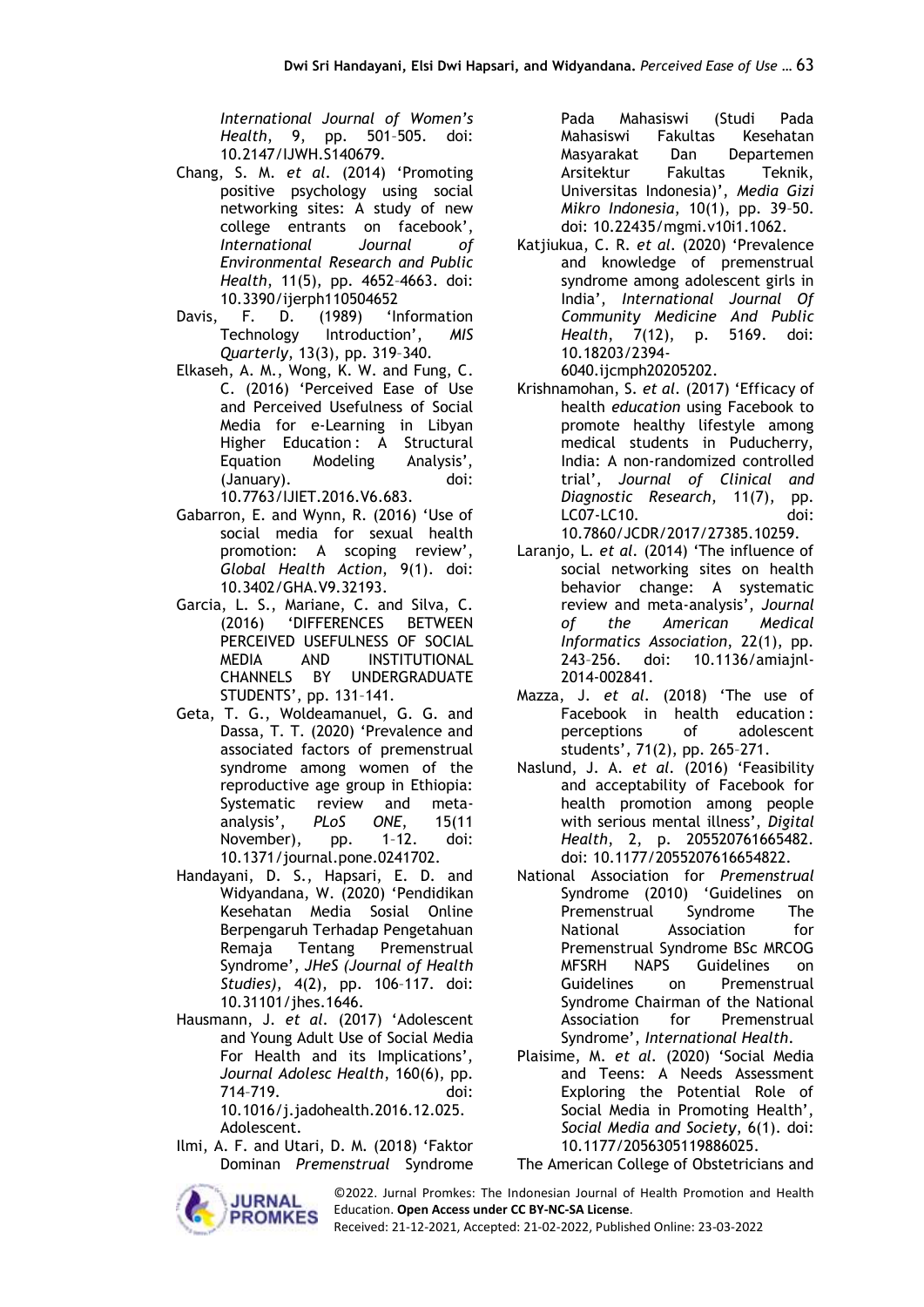*International Journal of Women's Health*, 9, pp. 501–505. doi: 10.2147/IJWH.S140679.

Chang, S. M. *et al.* (2014) 'Promoting positive psychology using social networking sites: A study of new college entrants on facebook', *International Journal of Environmental Research and Public Health*, 11(5), pp. 4652–4663. doi: 10.3390/ijerph110504652

Davis, F. D. (1989) 'Information Technology Introduction', *MIS Quarterly*, 13(3), pp. 319–340.

Elkaseh, A. M., Wong, K. W. and Fung, C. C. (2016) 'Perceived Ease of Use and Perceived Usefulness of Social Media for e-Learning in Libyan Higher Education : A Structural Equation Modeling Analysis', (January). doi: 10.7763/IJIET.2016.V6.683.

Gabarron, E. and Wynn, R. (2016) 'Use of social media for sexual health promotion: A scoping review', *Global Health Action*, 9(1). doi: 10.3402/GHA.V9.32193.

Garcia, L. S., Mariane, C. and Silva, C. (2016) 'DIFFERENCES BETWEEN PERCEIVED USEFULNESS OF SOCIAL MEDIA AND INSTITUTIONAL CHANNELS BY UNDERGRADUATE STUDENTS', pp. 131–141.

Geta, T. G., Woldeamanuel, G. G. and Dassa, T. T. (2020) 'Prevalence and associated factors of premenstrual syndrome among women of the reproductive age group in Ethiopia: Systematic review and meta-analysis', *PLoS ONE*, 15(11 November), pp. 1–12. doi: 10.1371/journal.pone.0241702.

Handayani, D. S., Hapsari, E. D. and Widyandana, W. (2020) 'Pendidikan Kesehatan Media Sosial Online Berpengaruh Terhadap Pengetahuan Remaja Tentang Premenstrual Syndrome', *JHeS (Journal of Health Studies)*, 4(2), pp. 106–117. doi: 10.31101/jhes.1646.

Hausmann, J. *et al.* (2017) 'Adolescent and Young Adult Use of Social Media For Health and its Implications', *Journal Adolesc Health*, 160(6), pp. 714–719. doi: 10.1016/j.jadohealth.2016.12.025. Adolescent.

Ilmi, A. F. and Utari, D. M. (2018) 'Faktor Dominan *Premenstrual* Syndrome Pada Mahasiswi (Studi Pada Mahasiswi Fakultas Kesehatan Masyarakat Dan Departemen Arsitektur Fakultas Teknik, Universitas Indonesia)', *Media Gizi Mikro Indonesia*, 10(1), pp. 39–50. doi: 10.22435/mgmi.v10i1.1062.

Katjiukua, C. R. *et al.* (2020) 'Prevalence and knowledge of premenstrual syndrome among adolescent girls in India', *International Journal Of Community Medicine And Public Health*, 7(12), p. 5169. doi: 10.18203/2394-6040.ijcmph20205202.

Krishnamohan, S. *et al.* (2017) 'Efficacy of health *education* using Facebook to promote healthy lifestyle among medical students in Puducherry, India: A non-randomized controlled trial', *Journal of Clinical and Diagnostic Research*, 11(7), pp. LC07-LC10. doi: 10.7860/JCDR/2017/27385.10259.

Laranjo, L. *et al.* (2014) 'The influence of social networking sites on health behavior change: A systematic review and meta-analysis', *Journal of the American Medical Informatics Association*, 22(1), pp. 243–256. doi: 10.1136/amiajnl-2014-002841.

Mazza, J. *et al.* (2018) 'The use of Facebook in health education : perceptions of adolescent students', 71(2), pp. 265–271.

Naslund, J. A. *et al.* (2016) 'Feasibility and acceptability of Facebook for health promotion among people with serious mental illness', *Digital Health*, 2, p. 205520761665482. doi: 10.1177/2055207616654822.

National Association for *Premenstrual* Syndrome (2010) 'Guidelines on Premenstrual Syndrome The National Association for Premenstrual Syndrome BSc MRCOG MFSRH NAPS Guidelines on Guidelines on Premenstrual Syndrome Chairman of the National Association for Premenstrual Syndrome', *International Health*.

Plaisime, M. *et al.* (2020) 'Social Media and Teens: A Needs Assessment Exploring the Potential Role of Social Media in Promoting Health', *Social Media and Society*, 6(1). doi: 10.1177/2056305119886025.

The American College of Obstetricians and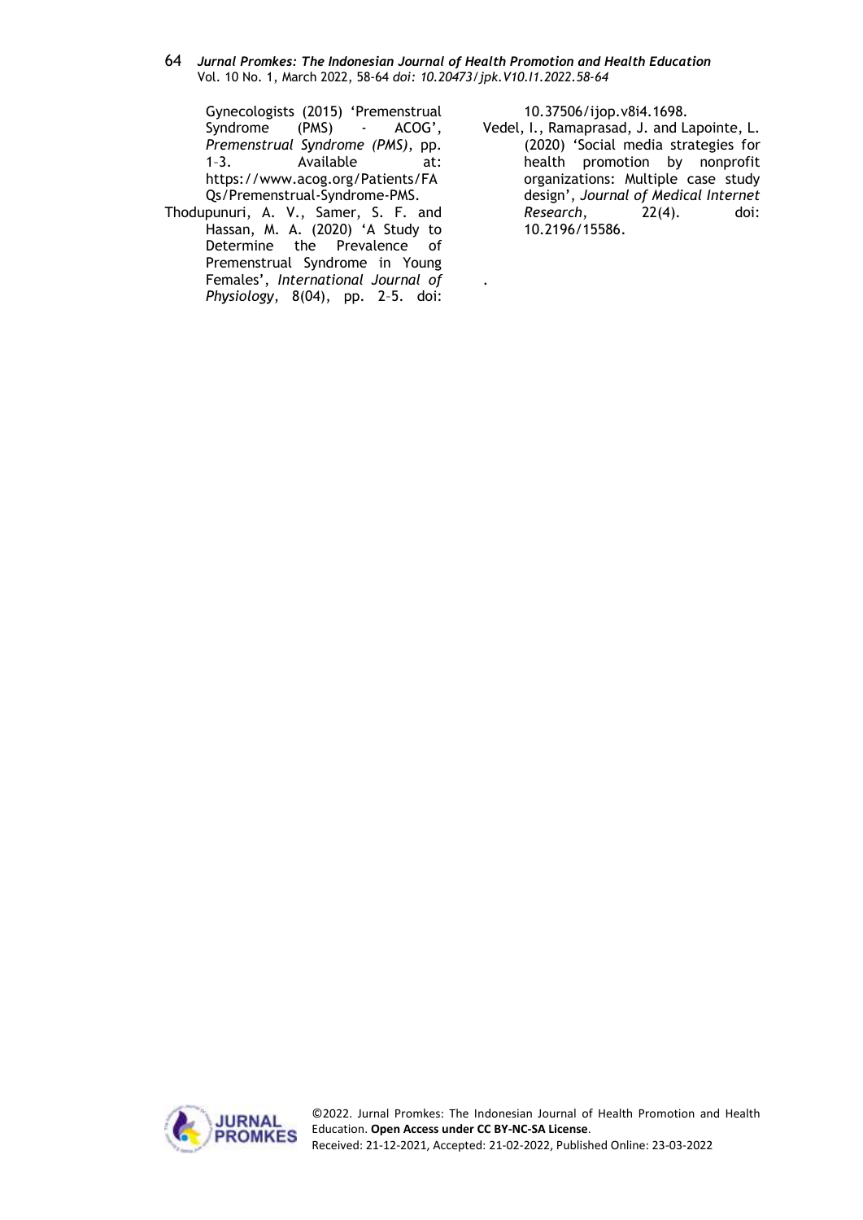Gynecologists (2015) 'Premenstrual Syndrome (PMS) - ACOG', *Premenstrual Syndrome (PMS)*, pp. 1–3. Available at: https://www.acog.org/Patients/FAQs/Premenstrual-Syndrome-PMS.

Thodupunuri, A. V., Samer, S. F. and Hassan, M. A. (2020) 'A Study to Determine the Prevalence of Premenstrual Syndrome in Young Females', *International Journal of Physiology*, 8(04), pp. 2–5. doi: 10.37506/ijop.v8i4.1698.

Vedel, I., Ramaprasad, J. and Lapointe, L. (2020) 'Social media strategies for health promotion by nonprofit organizations: Multiple case study design', *Journal of Medical Internet Research*, 22(4). doi: 10.2196/15586.

.

©2022. Jurnal Promkes: The Indonesian Journal of Health Promotion and Health Education. **Open Access under CC BY-NC-SA License**.
Received: 21-12-2021, Accepted: 21-02-2022, Published Online: 23-03-2022